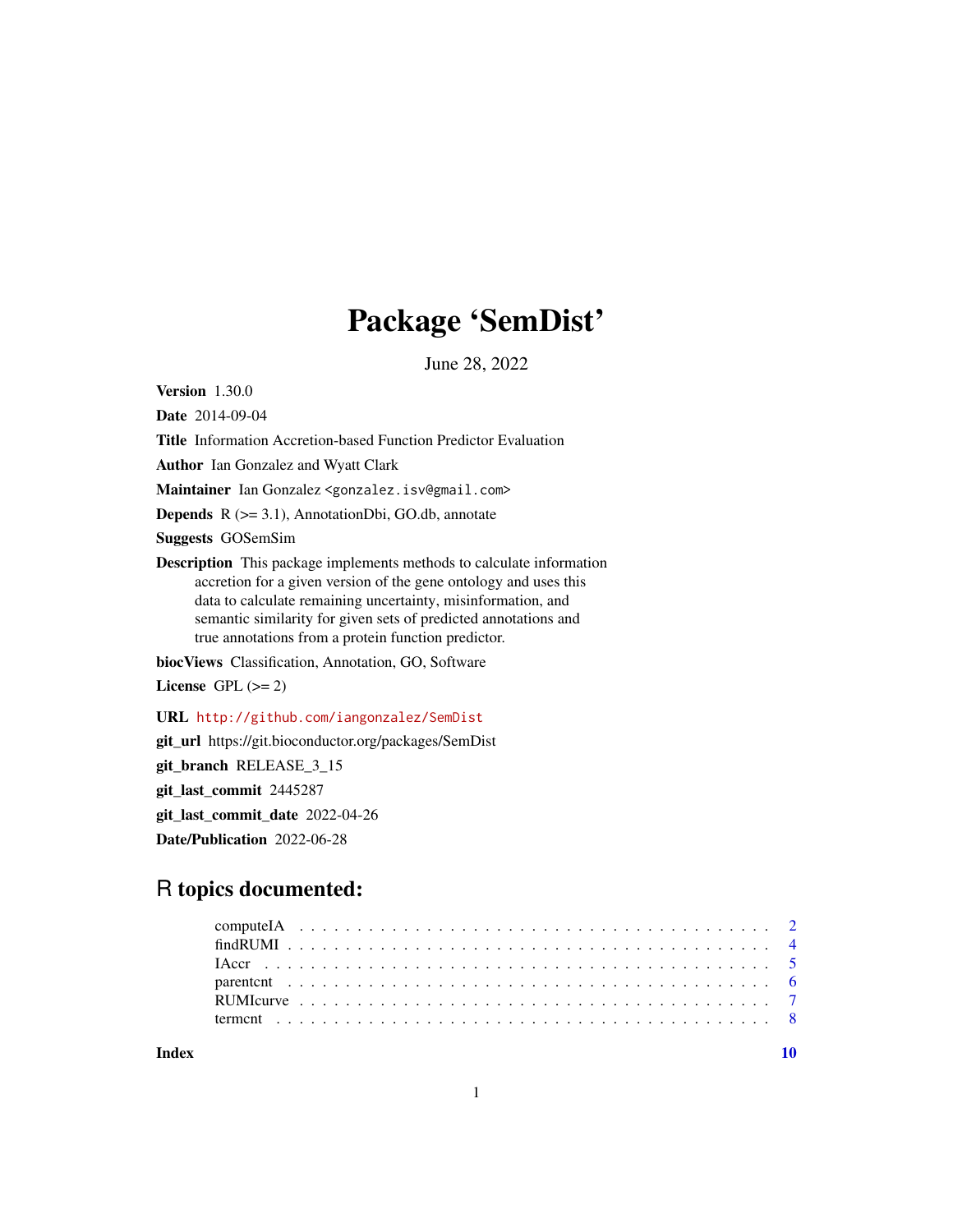# Package 'SemDist'

June 28, 2022

**Version** 1.30.0

**Date** 2014-09-04

**Title** Information Accretion-based Function Predictor Evaluation

**Author** Ian Gonzalez and Wyatt Clark

**Maintainer** Ian Gonzalez <gonzalez.isv@gmail.com>

**Depends** R (>= 3.1), AnnotationDbi, GO.db, annotate

**Suggests** GOSemSim

**Description** This package implements methods to calculate information accretion for a given version of the gene ontology and uses this data to calculate remaining uncertainty, misinformation, and semantic similarity for given sets of predicted annotations and true annotations from a protein function predictor.

**biocViews** Classification, Annotation, GO, Software

**License** GPL (>= 2)

**URL** http://github.com/iangonzalez/SemDist

**git_url** https://git.bioconductor.org/packages/SemDist

**git_branch** RELEASE_3_15

**git_last_commit** 2445287

**git_last_commit_date** 2022-04-26

**Date/Publication** 2022-06-28

## R topics documented:

- computeIA . . . . . . . . . . . . . . . . . . . . . . . . . . . . . . . . . . . . . . . . 2
- findRUMI . . . . . . . . . . . . . . . . . . . . . . . . . . . . . . . . . . . . . . . . 4
- IAccr . . . . . . . . . . . . . . . . . . . . . . . . . . . . . . . . . . . . . . . . 5
- parentcnt . . . . . . . . . . . . . . . . . . . . . . . . . . . . . . . . . . . . . . . . 6
- RUMIcurve . . . . . . . . . . . . . . . . . . . . . . . . . . . . . . . . . . . . . . . . 7
- termcnt . . . . . . . . . . . . . . . . . . . . . . . . . . . . . . . . . . . . . . . . 8

**Index** **10**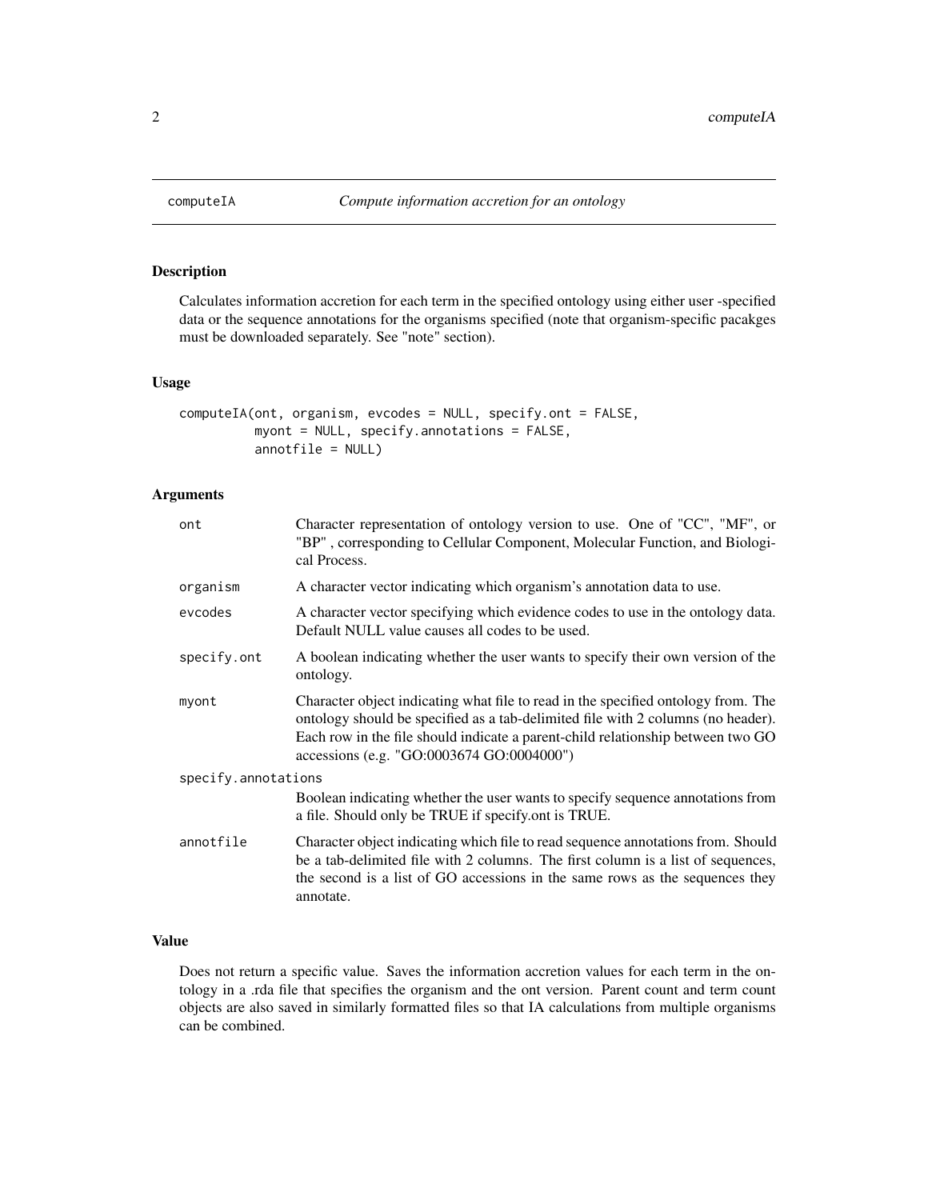computeIA — *Compute information accretion for an ontology*

## Description

Calculates information accretion for each term in the specified ontology using either user -specified data or the sequence annotations for the organisms specified (note that organism-specific pacakges must be downloaded separately. See "note" section).

## Usage

```
computeIA(ont, organism, evcodes = NULL, specify.ont = FALSE,
          myont = NULL, specify.annotations = FALSE,
          annotfile = NULL)
```

## Arguments

| Argument | Description |
|---|---|
| `ont` | Character representation of ontology version to use. One of "CC", "MF", or "BP" , corresponding to Cellular Component, Molecular Function, and Biological Process. |
| `organism` | A character vector indicating which organism's annotation data to use. |
| `evcodes` | A character vector specifying which evidence codes to use in the ontology data. Default NULL value causes all codes to be used. |
| `specify.ont` | A boolean indicating whether the user wants to specify their own version of the ontology. |
| `myont` | Character object indicating what file to read in the specified ontology from. The ontology should be specified as a tab-delimited file with 2 columns (no header). Each row in the file should indicate a parent-child relationship between two GO accessions (e.g. "GO:0003674 GO:0004000") |
| `specify.annotations` | Boolean indicating whether the user wants to specify sequence annotations from a file. Should only be TRUE if specify.ont is TRUE. |
| `annotfile` | Character object indicating which file to read sequence annotations from. Should be a tab-delimited file with 2 columns. The first column is a list of sequences, the second is a list of GO accessions in the same rows as the sequences they annotate. |

## Value

Does not return a specific value. Saves the information accretion values for each term in the ontology in a .rda file that specifies the organism and the ont version. Parent count and term count objects are also saved in similarly formatted files so that IA calculations from multiple organisms can be combined.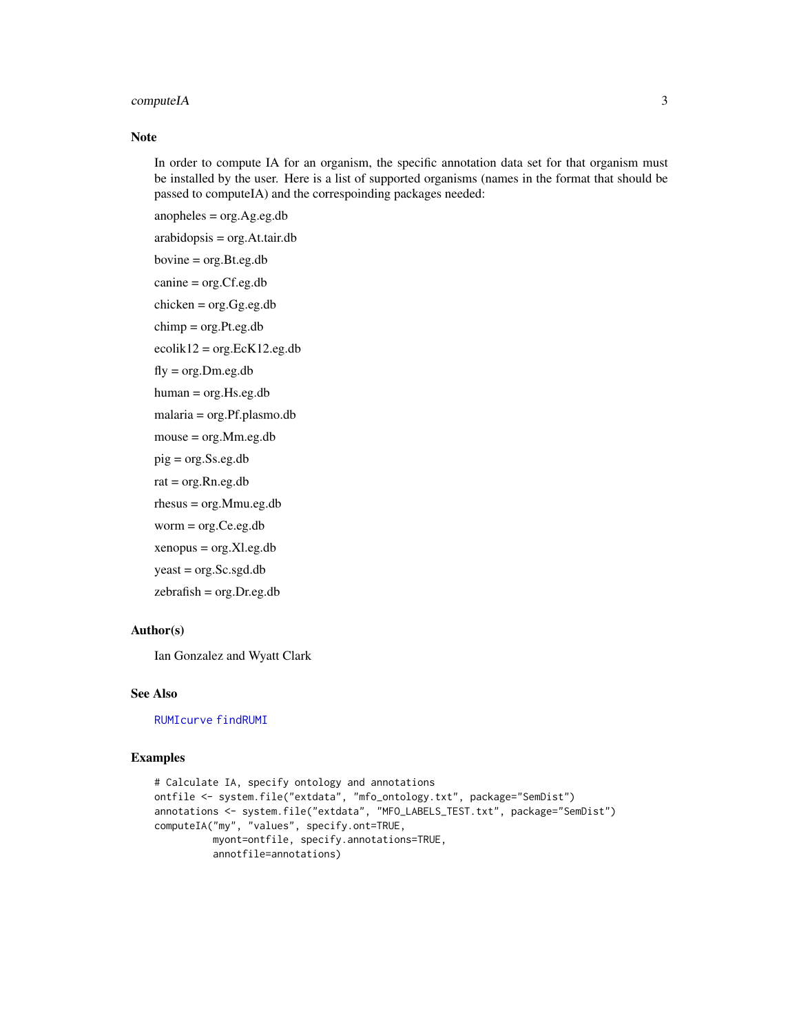## Note

In order to compute IA for an organism, the specific annotation data set for that organism must be installed by the user. Here is a list of supported organisms (names in the format that should be passed to computeIA) and the correspoinding packages needed:

anopheles = org.Ag.eg.db

arabidopsis = org.At.tair.db

bovine = org.Bt.eg.db

canine = org.Cf.eg.db

chicken = org.Gg.eg.db

chimp = org.Pt.eg.db

ecolik12 = org.EcK12.eg.db

fly = org.Dm.eg.db

human = org.Hs.eg.db

malaria = org.Pf.plasmo.db

mouse = org.Mm.eg.db

pig = org.Ss.eg.db

rat = org.Rn.eg.db

rhesus = org.Mmu.eg.db

worm = org.Ce.eg.db

xenopus = org.Xl.eg.db

yeast = org.Sc.sgd.db

zebrafish = org.Dr.eg.db

## Author(s)

Ian Gonzalez and Wyatt Clark

## See Also

RUMIcurve findRUMI

## Examples

```
# Calculate IA, specify ontology and annotations
ontfile <- system.file("extdata", "mfo_ontology.txt", package="SemDist")
annotations <- system.file("extdata", "MFO_LABELS_TEST.txt", package="SemDist")
computeIA("my", "values", specify.ont=TRUE,
          myont=ontfile, specify.annotations=TRUE,
          annotfile=annotations)
```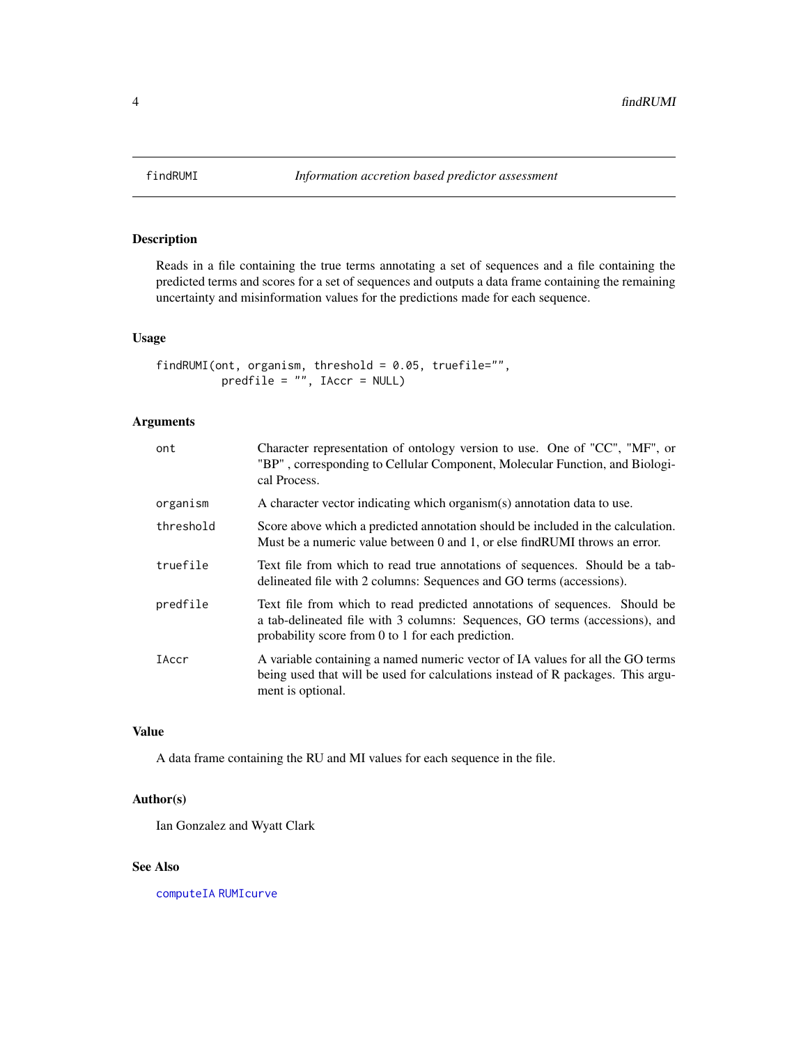# findRUMI — *Information accretion based predictor assessment*

### Description

Reads in a file containing the true terms annotating a set of sequences and a file containing the predicted terms and scores for a set of sequences and outputs a data frame containing the remaining uncertainty and misinformation values for the predictions made for each sequence.

### Usage

```
findRUMI(ont, organism, threshold = 0.05, truefile="",
         predfile = "", IAccr = NULL)
```

### Arguments

| | |
|---|---|
| `ont` | Character representation of ontology version to use. One of "CC", "MF", or "BP" , corresponding to Cellular Component, Molecular Function, and Biological Process. |
| `organism` | A character vector indicating which organism(s) annotation data to use. |
| `threshold` | Score above which a predicted annotation should be included in the calculation. Must be a numeric value between 0 and 1, or else findRUMI throws an error. |
| `truefile` | Text file from which to read true annotations of sequences. Should be a tab-delineated file with 2 columns: Sequences and GO terms (accessions). |
| `predfile` | Text file from which to read predicted annotations of sequences. Should be a tab-delineated file with 3 columns: Sequences, GO terms (accessions), and probability score from 0 to 1 for each prediction. |
| `IAccr` | A variable containing a named numeric vector of IA values for all the GO terms being used that will be used for calculations instead of R packages. This argument is optional. |

### Value

A data frame containing the RU and MI values for each sequence in the file.

### Author(s)

Ian Gonzalez and Wyatt Clark

### See Also

computeIA RUMIcurve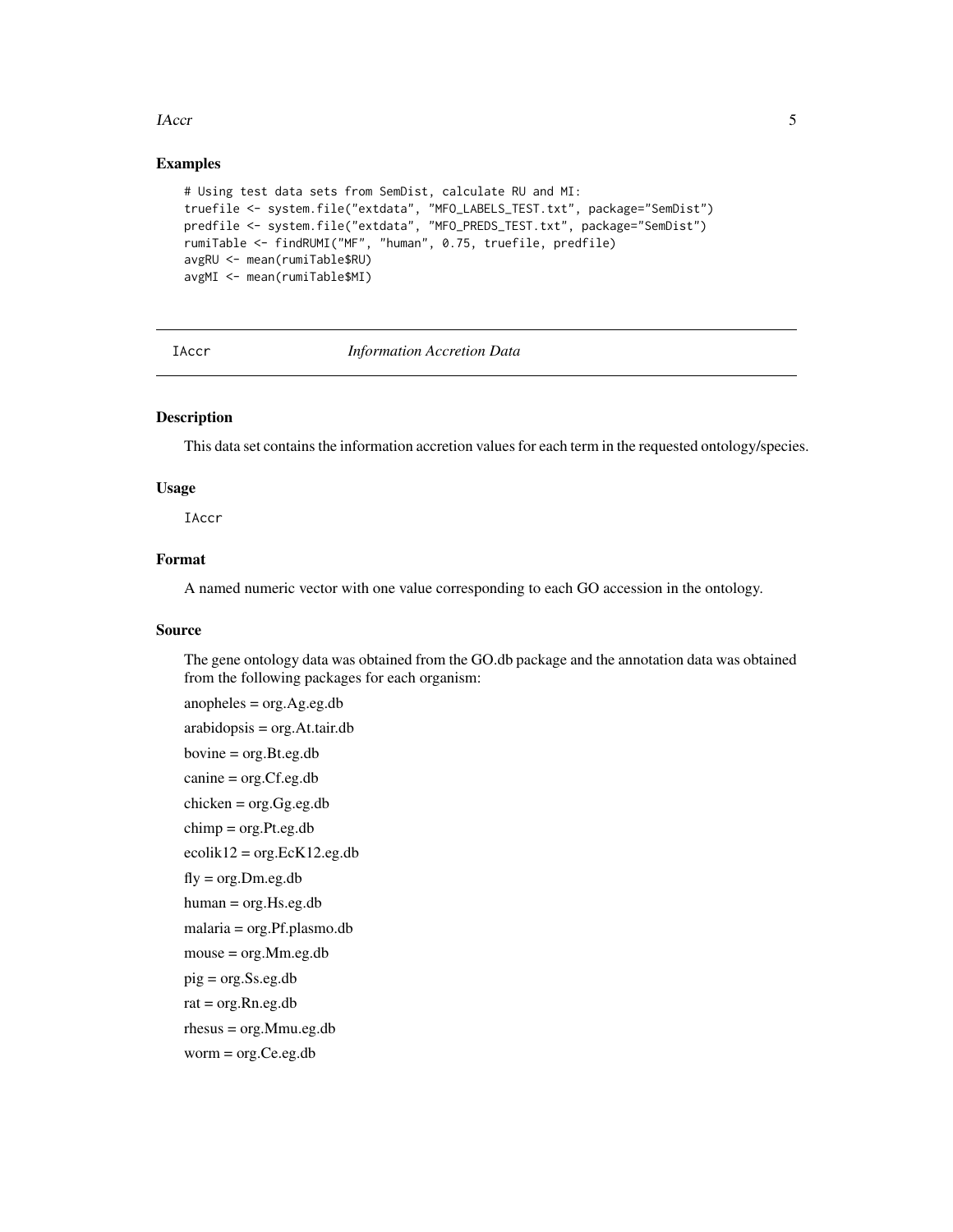## Examples

```
# Using test data sets from SemDist, calculate RU and MI:
truefile <- system.file("extdata", "MFO_LABELS_TEST.txt", package="SemDist")
predfile <- system.file("extdata", "MFO_PREDS_TEST.txt", package="SemDist")
rumiTable <- findRUMI("MF", "human", 0.75, truefile, predfile)
avgRU <- mean(rumiTable$RU)
avgMI <- mean(rumiTable$MI)
```

---

# IAccr — *Information Accretion Data*

### Description

This data set contains the information accretion values for each term in the requested ontology/species.

### Usage

```
IAccr
```

### Format

A named numeric vector with one value corresponding to each GO accession in the ontology.

### Source

The gene ontology data was obtained from the GO.db package and the annotation data was obtained from the following packages for each organism:

anopheles = org.Ag.eg.db

arabidopsis = org.At.tair.db

bovine = org.Bt.eg.db

canine = org.Cf.eg.db

chicken = org.Gg.eg.db

chimp = org.Pt.eg.db

ecolik12 = org.EcK12.eg.db

fly = org.Dm.eg.db

human = org.Hs.eg.db

malaria = org.Pf.plasmo.db

mouse = org.Mm.eg.db

pig = org.Ss.eg.db

rat = org.Rn.eg.db

rhesus = org.Mmu.eg.db

worm = org.Ce.eg.db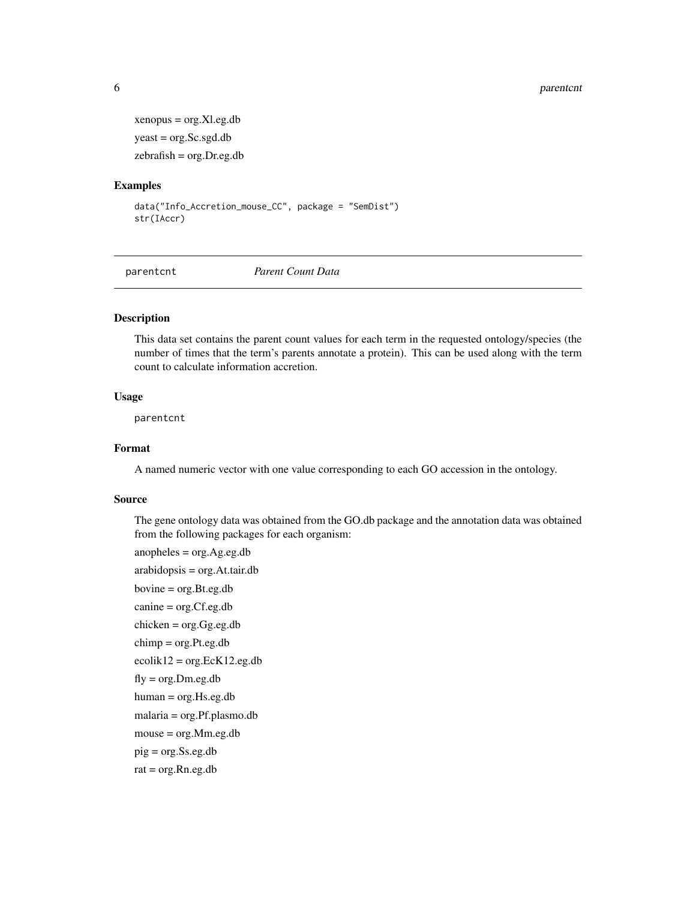xenopus = org.Xl.eg.db

yeast = org.Sc.sgd.db

zebrafish = org.Dr.eg.db

### Examples

```
data("Info_Accretion_mouse_CC", package = "SemDist")
str(IAccr)
```

---

## parentcnt *Parent Count Data*

---

### Description

This data set contains the parent count values for each term in the requested ontology/species (the number of times that the term's parents annotate a protein). This can be used along with the term count to calculate information accretion.

### Usage

```
parentcnt
```

### Format

A named numeric vector with one value corresponding to each GO accession in the ontology.

### Source

The gene ontology data was obtained from the GO.db package and the annotation data was obtained from the following packages for each organism:

anopheles = org.Ag.eg.db

arabidopsis = org.At.tair.db

bovine = org.Bt.eg.db

canine = org.Cf.eg.db

chicken = org.Gg.eg.db

chimp = org.Pt.eg.db

ecolik12 = org.EcK12.eg.db

fly = org.Dm.eg.db

human = org.Hs.eg.db

malaria = org.Pf.plasmo.db

mouse = org.Mm.eg.db

pig = org.Ss.eg.db

rat = org.Rn.eg.db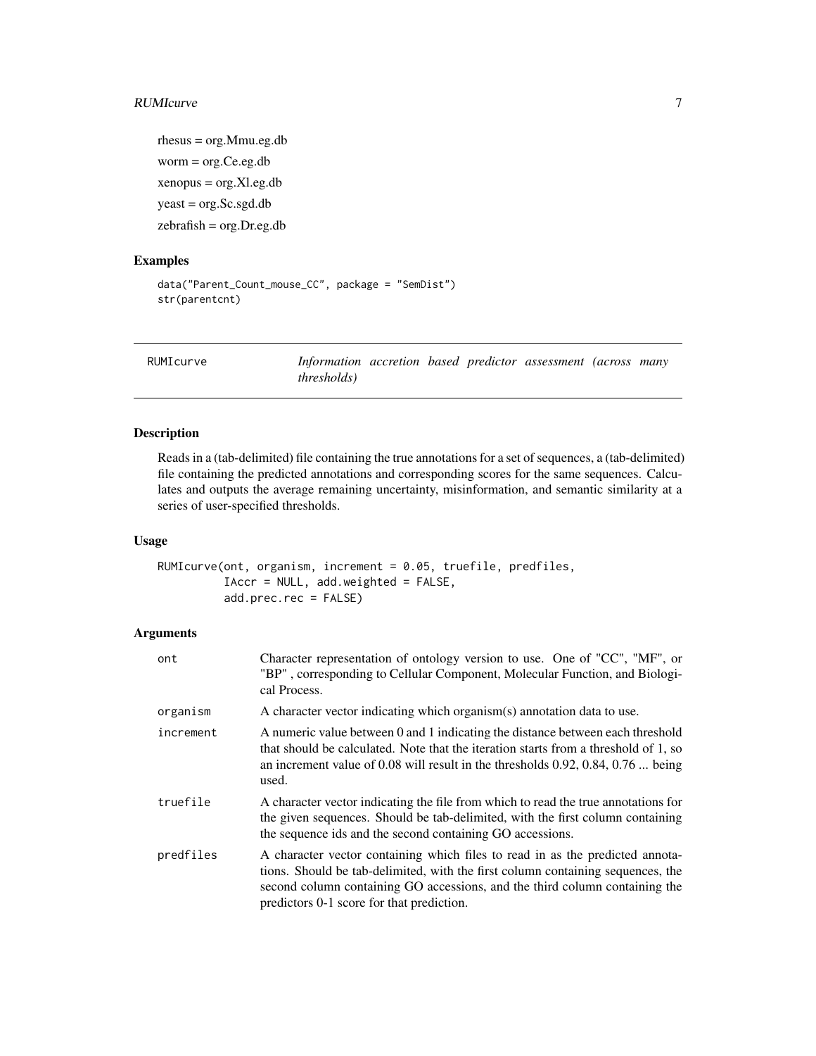rhesus = org.Mmu.eg.db

worm = org.Ce.eg.db

xenopus = org.Xl.eg.db

yeast = org.Sc.sgd.db

zebrafish = org.Dr.eg.db

## Examples

```
data("Parent_Count_mouse_CC", package = "SemDist")
str(parentcnt)
```

---

`RUMIcurve` *Information accretion based predictor assessment (across many thresholds)*

---

## Description

Reads in a (tab-delimited) file containing the true annotations for a set of sequences, a (tab-delimited) file containing the predicted annotations and corresponding scores for the same sequences. Calculates and outputs the average remaining uncertainty, misinformation, and semantic similarity at a series of user-specified thresholds.

## Usage

```
RUMIcurve(ont, organism, increment = 0.05, truefile, predfiles,
          IAccr = NULL, add.weighted = FALSE,
          add.prec.rec = FALSE)
```

## Arguments

| | |
|---|---|
| `ont` | Character representation of ontology version to use. One of "CC", "MF", or "BP" , corresponding to Cellular Component, Molecular Function, and Biological Process. |
| `organism` | A character vector indicating which organism(s) annotation data to use. |
| `increment` | A numeric value between 0 and 1 indicating the distance between each threshold that should be calculated. Note that the iteration starts from a threshold of 1, so an increment value of 0.08 will result in the thresholds 0.92, 0.84, 0.76 ... being used. |
| `truefile` | A character vector indicating the file from which to read the true annotations for the given sequences. Should be tab-delimited, with the first column containing the sequence ids and the second containing GO accessions. |
| `predfiles` | A character vector containing which files to read in as the predicted annotations. Should be tab-delimited, with the first column containing sequences, the second column containing GO accessions, and the third column containing the predictors 0-1 score for that prediction. |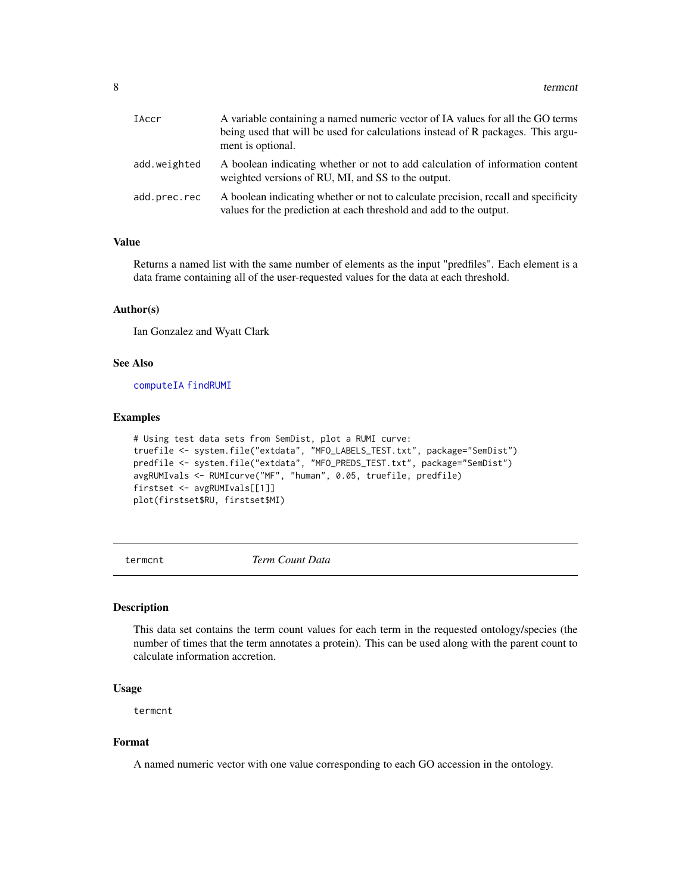| | |
|---|---|
| IAccr | A variable containing a named numeric vector of IA values for all the GO terms being used that will be used for calculations instead of R packages. This argument is optional. |
| add.weighted | A boolean indicating whether or not to add calculation of information content weighted versions of RU, MI, and SS to the output. |
| add.prec.rec | A boolean indicating whether or not to calculate precision, recall and specificity values for the prediction at each threshold and add to the output. |

### Value

Returns a named list with the same number of elements as the input "predfiles". Each element is a data frame containing all of the user-requested values for the data at each threshold.

### Author(s)

Ian Gonzalez and Wyatt Clark

### See Also

computeIA findRUMI

### Examples

```
# Using test data sets from SemDist, plot a RUMI curve:
truefile <- system.file("extdata", "MFO_LABELS_TEST.txt", package="SemDist")
predfile <- system.file("extdata", "MFO_PREDS_TEST.txt", package="SemDist")
avgRUMIvals <- RUMIcurve("MF", "human", 0.05, truefile, predfile)
firstset <- avgRUMIvals[[1]]
plot(firstset$RU, firstset$MI)
```

## termcnt *Term Count Data*

### Description

This data set contains the term count values for each term in the requested ontology/species (the number of times that the term annotates a protein). This can be used along with the parent count to calculate information accretion.

### Usage

```
termcnt
```

### Format

A named numeric vector with one value corresponding to each GO accession in the ontology.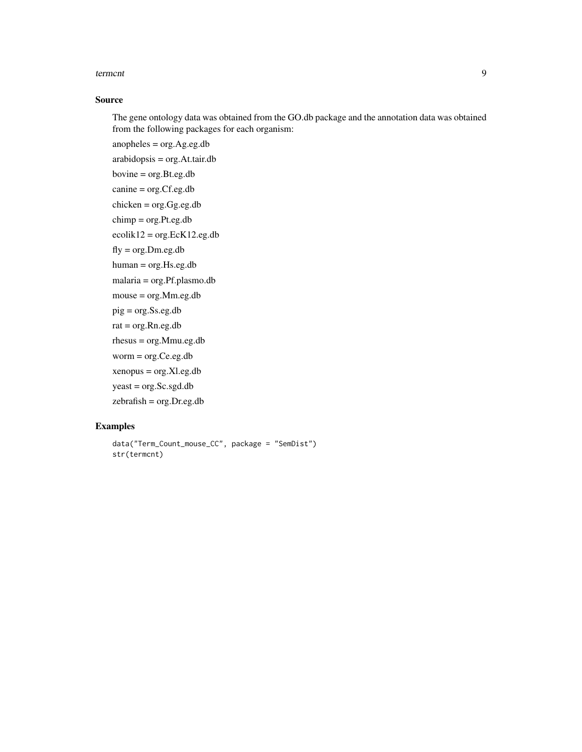### Source

The gene ontology data was obtained from the GO.db package and the annotation data was obtained from the following packages for each organism:

anopheles = org.Ag.eg.db

arabidopsis = org.At.tair.db

bovine = org.Bt.eg.db

canine = org.Cf.eg.db

chicken = org.Gg.eg.db

chimp = org.Pt.eg.db

ecolik12 = org.EcK12.eg.db

fly = org.Dm.eg.db

human = org.Hs.eg.db

malaria = org.Pf.plasmo.db

mouse = org.Mm.eg.db

pig = org.Ss.eg.db

rat = org.Rn.eg.db

rhesus = org.Mmu.eg.db

worm = org.Ce.eg.db

xenopus = org.Xl.eg.db

yeast = org.Sc.sgd.db

zebrafish = org.Dr.eg.db

### Examples

```
data("Term_Count_mouse_CC", package = "SemDist")
str(termcnt)
```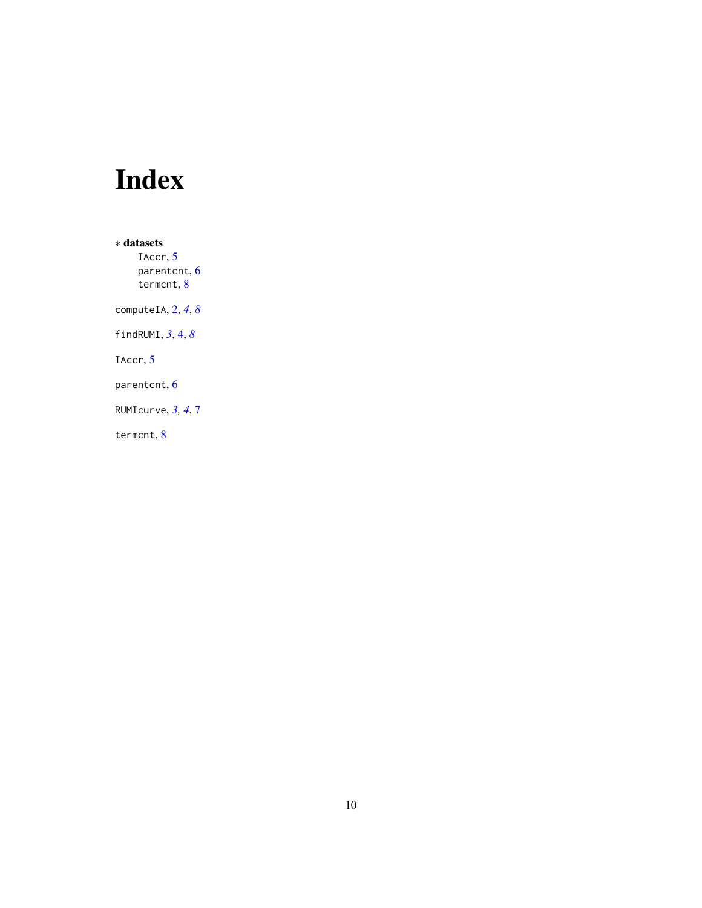# Index

∗ **datasets**
    IAccr, 5
    parentcnt, 6
    termcnt, 8

computeIA, 2, *4*, *8*

findRUMI, *3*, 4, *8*

IAccr, 5

parentcnt, 6

RUMIcurve, *3*, *4*, 7

termcnt, 8